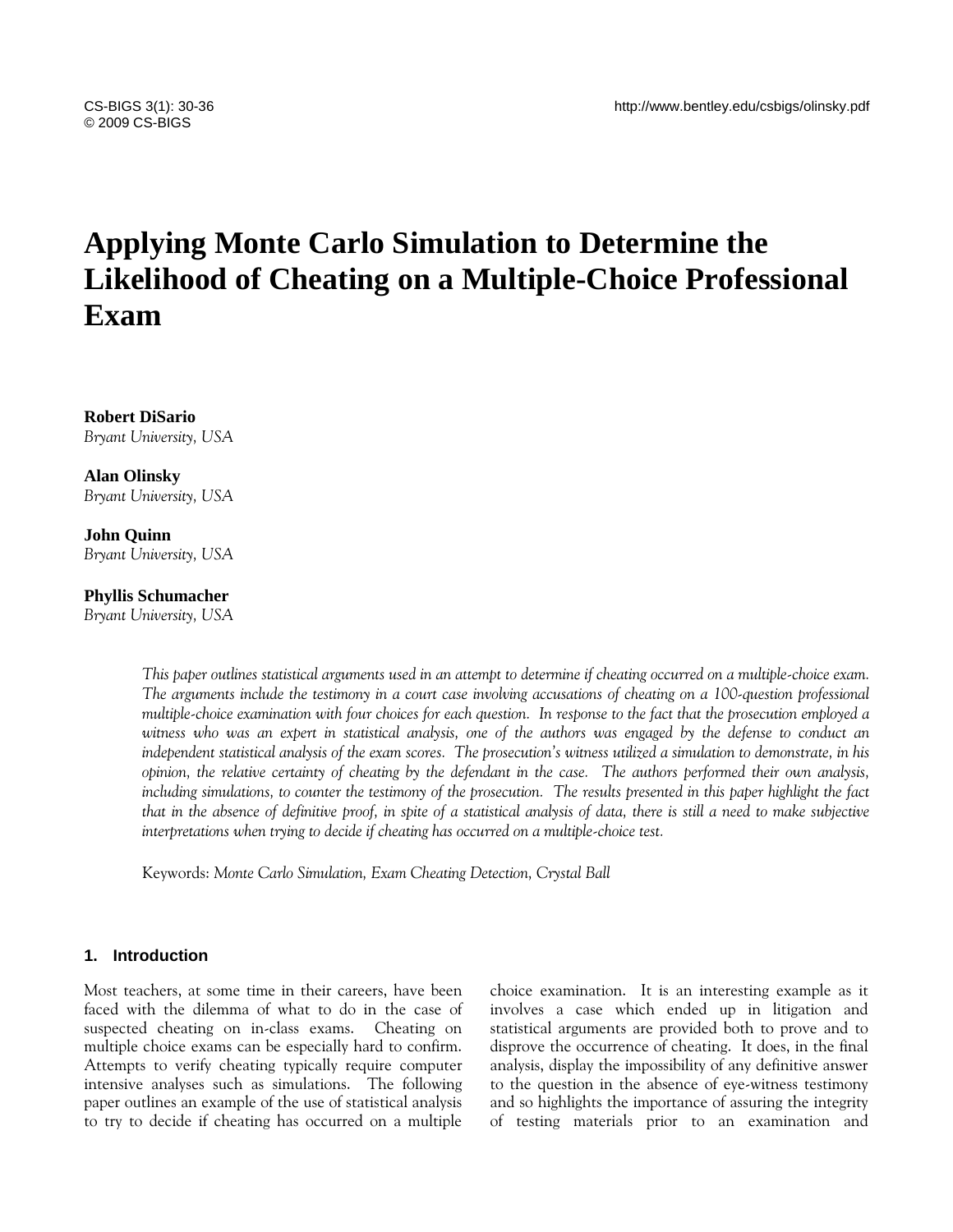# Applying Monte Carlo Simulation to Determine the Likelihood of Cheating on a Multiple-Choice Professional Exam

**Robert DiSario**
*Bryant University, USA*

**Alan Olinsky**
*Bryant University, USA*

**John Quinn**
*Bryant University, USA*

**Phyllis Schumacher**
*Bryant University, USA*

*This paper outlines statistical arguments used in an attempt to determine if cheating occurred on a multiple-choice exam. The arguments include the testimony in a court case involving accusations of cheating on a 100-question professional multiple-choice examination with four choices for each question. In response to the fact that the prosecution employed a witness who was an expert in statistical analysis, one of the authors was engaged by the defense to conduct an independent statistical analysis of the exam scores. The prosecution's witness utilized a simulation to demonstrate, in his opinion, the relative certainty of cheating by the defendant in the case. The authors performed their own analysis, including simulations, to counter the testimony of the prosecution. The results presented in this paper highlight the fact that in the absence of definitive proof, in spite of a statistical analysis of data, there is still a need to make subjective interpretations when trying to decide if cheating has occurred on a multiple-choice test.*

Keywords: *Monte Carlo Simulation, Exam Cheating Detection, Crystal Ball*

## 1. Introduction

Most teachers, at some time in their careers, have been faced with the dilemma of what to do in the case of suspected cheating on in-class exams. Cheating on multiple choice exams can be especially hard to confirm. Attempts to verify cheating typically require computer intensive analyses such as simulations. The following paper outlines an example of the use of statistical analysis to try to decide if cheating has occurred on a multiple choice examination. It is an interesting example as it involves a case which ended up in litigation and statistical arguments are provided both to prove and to disprove the occurrence of cheating. It does, in the final analysis, display the impossibility of any definitive answer to the question in the absence of eye-witness testimony and so highlights the importance of assuring the integrity of testing materials prior to an examination and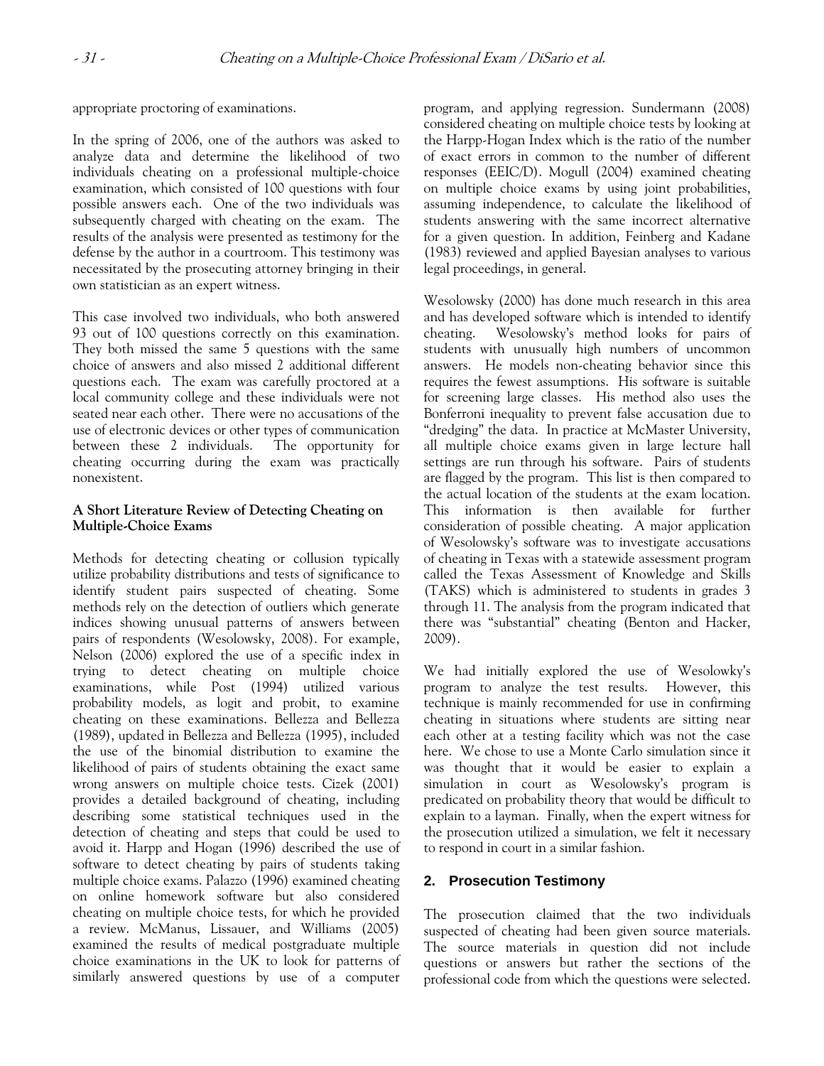appropriate proctoring of examinations.

In the spring of 2006, one of the authors was asked to analyze data and determine the likelihood of two individuals cheating on a professional multiple-choice examination, which consisted of 100 questions with four possible answers each. One of the two individuals was subsequently charged with cheating on the exam. The results of the analysis were presented as testimony for the defense by the author in a courtroom. This testimony was necessitated by the prosecuting attorney bringing in their own statistician as an expert witness.

This case involved two individuals, who both answered 93 out of 100 questions correctly on this examination. They both missed the same 5 questions with the same choice of answers and also missed 2 additional different questions each. The exam was carefully proctored at a local community college and these individuals were not seated near each other. There were no accusations of the use of electronic devices or other types of communication between these 2 individuals. The opportunity for cheating occurring during the exam was practically nonexistent.

### A Short Literature Review of Detecting Cheating on Multiple-Choice Exams

Methods for detecting cheating or collusion typically utilize probability distributions and tests of significance to identify student pairs suspected of cheating. Some methods rely on the detection of outliers which generate indices showing unusual patterns of answers between pairs of respondents (Wesolowsky, 2008). For example, Nelson (2006) explored the use of a specific index in trying to detect cheating on multiple choice examinations, while Post (1994) utilized various probability models, as logit and probit, to examine cheating on these examinations. Bellezza and Bellezza (1989), updated in Bellezza and Bellezza (1995), included the use of the binomial distribution to examine the likelihood of pairs of students obtaining the exact same wrong answers on multiple choice tests. Cizek (2001) provides a detailed background of cheating, including describing some statistical techniques used in the detection of cheating and steps that could be used to avoid it. Harpp and Hogan (1996) described the use of software to detect cheating by pairs of students taking multiple choice exams. Palazzo (1996) examined cheating on online homework software but also considered cheating on multiple choice tests, for which he provided a review. McManus, Lissauer, and Williams (2005) examined the results of medical postgraduate multiple choice examinations in the UK to look for patterns of similarly answered questions by use of a computer program, and applying regression. Sundermann (2008) considered cheating on multiple choice tests by looking at the Harpp-Hogan Index which is the ratio of the number of exact errors in common to the number of different responses (EEIC/D). Mogull (2004) examined cheating on multiple choice exams by using joint probabilities, assuming independence, to calculate the likelihood of students answering with the same incorrect alternative for a given question. In addition, Feinberg and Kadane (1983) reviewed and applied Bayesian analyses to various legal proceedings, in general.

Wesolowsky (2000) has done much research in this area and has developed software which is intended to identify cheating. Wesolowsky's method looks for pairs of students with unusually high numbers of uncommon answers. He models non-cheating behavior since this requires the fewest assumptions. His software is suitable for screening large classes. His method also uses the Bonferroni inequality to prevent false accusation due to "dredging" the data. In practice at McMaster University, all multiple choice exams given in large lecture hall settings are run through his software. Pairs of students are flagged by the program. This list is then compared to the actual location of the students at the exam location. This information is then available for further consideration of possible cheating. A major application of Wesolowsky's software was to investigate accusations of cheating in Texas with a statewide assessment program called the Texas Assessment of Knowledge and Skills (TAKS) which is administered to students in grades 3 through 11. The analysis from the program indicated that there was "substantial" cheating (Benton and Hacker, 2009).

We had initially explored the use of Wesolowky's program to analyze the test results. However, this technique is mainly recommended for use in confirming cheating in situations where students are sitting near each other at a testing facility which was not the case here. We chose to use a Monte Carlo simulation since it was thought that it would be easier to explain a simulation in court as Wesolowsky's program is predicated on probability theory that would be difficult to explain to a layman. Finally, when the expert witness for the prosecution utilized a simulation, we felt it necessary to respond in court in a similar fashion.

## 2. Prosecution Testimony

The prosecution claimed that the two individuals suspected of cheating had been given source materials. The source materials in question did not include questions or answers but rather the sections of the professional code from which the questions were selected.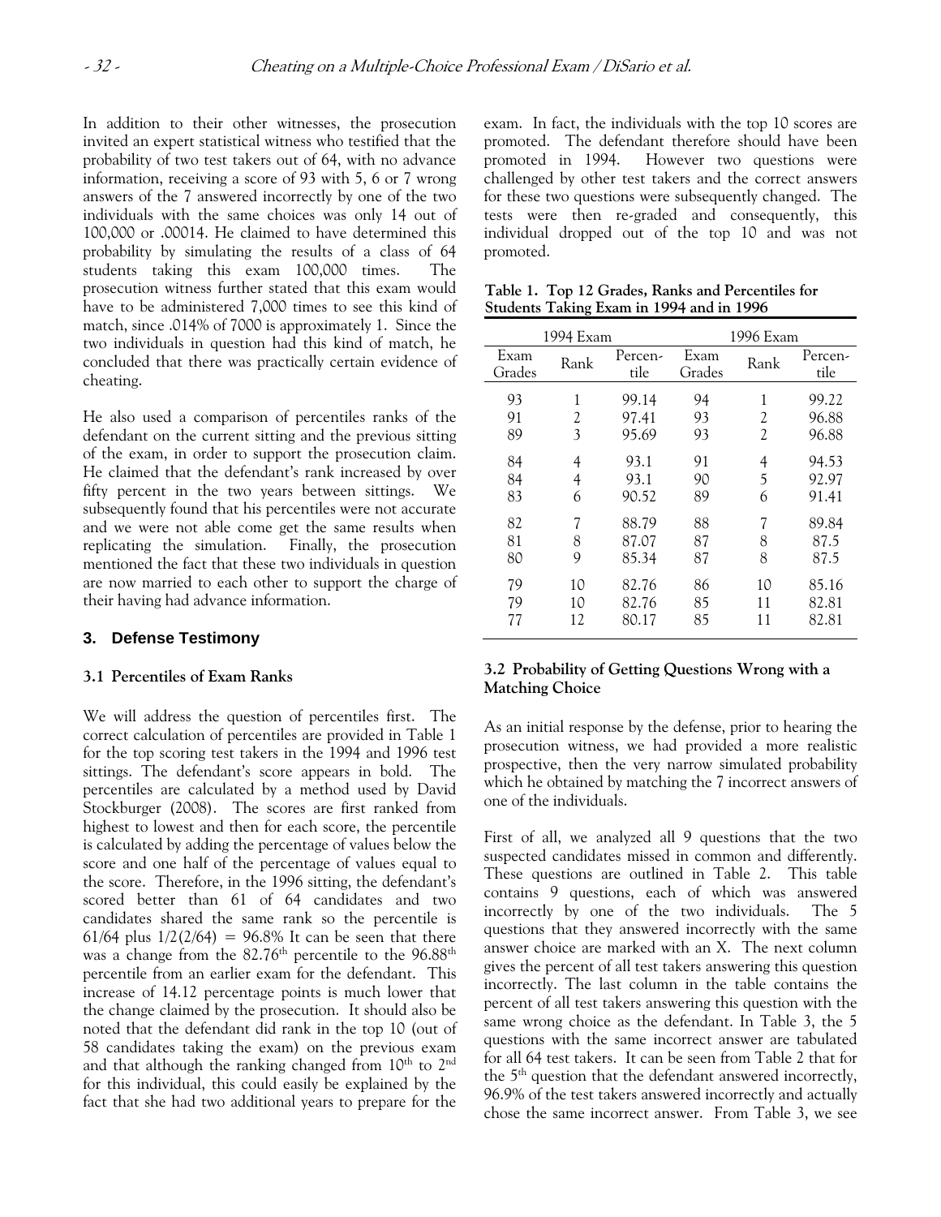In addition to their other witnesses, the prosecution invited an expert statistical witness who testified that the probability of two test takers out of 64, with no advance information, receiving a score of 93 with 5, 6 or 7 wrong answers of the 7 answered incorrectly by one of the two individuals with the same choices was only 14 out of 100,000 or .00014. He claimed to have determined this probability by simulating the results of a class of 64 students taking this exam 100,000 times. The prosecution witness further stated that this exam would have to be administered 7,000 times to see this kind of match, since .014% of 7000 is approximately 1. Since the two individuals in question had this kind of match, he concluded that there was practically certain evidence of cheating.

He also used a comparison of percentiles ranks of the defendant on the current sitting and the previous sitting of the exam, in order to support the prosecution claim. He claimed that the defendant's rank increased by over fifty percent in the two years between sittings. We subsequently found that his percentiles were not accurate and we were not able come get the same results when replicating the simulation. Finally, the prosecution mentioned the fact that these two individuals in question are now married to each other to support the charge of their having had advance information.

## 3. Defense Testimony

### 3.1 Percentiles of Exam Ranks

We will address the question of percentiles first. The correct calculation of percentiles are provided in Table 1 for the top scoring test takers in the 1994 and 1996 test sittings. The defendant's score appears in bold. The percentiles are calculated by a method used by David Stockburger (2008). The scores are first ranked from highest to lowest and then for each score, the percentile is calculated by adding the percentage of values below the score and one half of the percentage of values equal to the score. Therefore, in the 1996 sitting, the defendant's scored better than 61 of 64 candidates and two candidates shared the same rank so the percentile is $61/64$ plus $1/2(2/64) = 96.8\%$ It can be seen that there was a change from the 82.76[th] percentile to the 96.88[th] percentile from an earlier exam for the defendant. This increase of 14.12 percentage points is much lower that the change claimed by the prosecution. It should also be noted that the defendant did rank in the top 10 (out of 58 candidates taking the exam) on the previous exam and that although the ranking changed from 10[th] to 2[nd] for this individual, this could easily be explained by the fact that she had two additional years to prepare for the exam. In fact, the individuals with the top 10 scores are promoted. The defendant therefore should have been promoted in 1994. However two questions were challenged by other test takers and the correct answers for these two questions were subsequently changed. The tests were then re-graded and consequently, this individual dropped out of the top 10 and was not promoted.

**Table 1. Top 12 Grades, Ranks and Percentiles for Students Taking Exam in 1994 and in 1996**

| 1994 Exam | | | 1996 Exam | | |
|---|---|---|---|---|---|
| Exam Grades | Rank | Percen-tile | Exam Grades | Rank | Percen-tile |
| 93 | 1 | 99.14 | 94 | 1 | 99.22 |
| 91 | 2 | 97.41 | 93 | 2 | 96.88 |
| 89 | 3 | 95.69 | 93 | 2 | 96.88 |
| 84 | 4 | 93.1 | 91 | 4 | 94.53 |
| 84 | 4 | 93.1 | 90 | 5 | 92.97 |
| 83 | 6 | 90.52 | 89 | 6 | 91.41 |
| 82 | 7 | 88.79 | 88 | 7 | 89.84 |
| 81 | 8 | 87.07 | 87 | 8 | 87.5 |
| 80 | 9 | 85.34 | 87 | 8 | 87.5 |
| 79 | 10 | 82.76 | 86 | 10 | 85.16 |
| 79 | 10 | 82.76 | 85 | 11 | 82.81 |
| 77 | 12 | 80.17 | 85 | 11 | 82.81 |

### 3.2 Probability of Getting Questions Wrong with a Matching Choice

As an initial response by the defense, prior to hearing the prosecution witness, we had provided a more realistic prospective, then the very narrow simulated probability which he obtained by matching the 7 incorrect answers of one of the individuals.

First of all, we analyzed all 9 questions that the two suspected candidates missed in common and differently. These questions are outlined in Table 2. This table contains 9 questions, each of which was answered incorrectly by one of the two individuals. The 5 questions that they answered incorrectly with the same answer choice are marked with an X. The next column gives the percent of all test takers answering this question incorrectly. The last column in the table contains the percent of all test takers answering this question with the same wrong choice as the defendant. In Table 3, the 5 questions with the same incorrect answer are tabulated for all 64 test takers. It can be seen from Table 2 that for the 5[th] question that the defendant answered incorrectly, 96.9% of the test takers answered incorrectly and actually chose the same incorrect answer. From Table 3, we see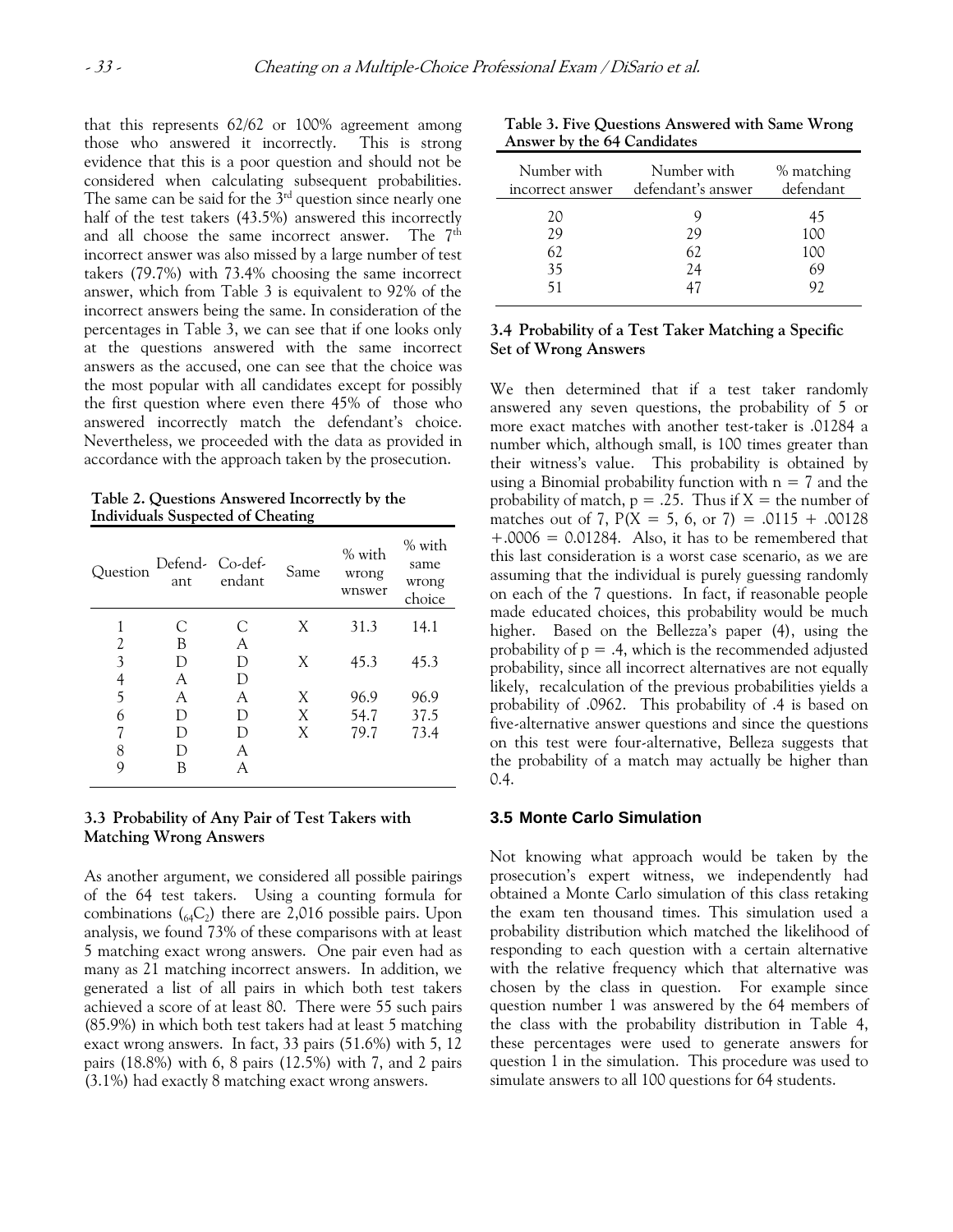that this represents 62/62 or 100% agreement among those who answered it incorrectly. This is strong evidence that this is a poor question and should not be considered when calculating subsequent probabilities. The same can be said for the 3rd question since nearly one half of the test takers (43.5%) answered this incorrectly and all choose the same incorrect answer. The 7th incorrect answer was also missed by a large number of test takers (79.7%) with 73.4% choosing the same incorrect answer, which from Table 3 is equivalent to 92% of the incorrect answers being the same. In consideration of the percentages in Table 3, we can see that if one looks only at the questions answered with the same incorrect answers as the accused, one can see that the choice was the most popular with all candidates except for possibly the first question where even there 45% of those who answered incorrectly match the defendant's choice. Nevertheless, we proceeded with the data as provided in accordance with the approach taken by the prosecution.

**Table 2. Questions Answered Incorrectly by the Individuals Suspected of Cheating**

| Question | Defendant | Co-defendant | Same | % with wrong wnswer | % with same wrong choice |
|---|---|---|---|---|---|
| 1 | C | C | X | 31.3 | 14.1 |
| 2 | B | A | | | |
| 3 | D | D | X | 45.3 | 45.3 |
| 4 | A | D | | | |
| 5 | A | A | X | 96.9 | 96.9 |
| 6 | D | D | X | 54.7 | 37.5 |
| 7 | D | D | X | 79.7 | 73.4 |
| 8 | D | A | | | |
| 9 | B | A | | | |

### 3.3 Probability of Any Pair of Test Takers with Matching Wrong Answers

As another argument, we considered all possible pairings of the 64 test takers. Using a counting formula for combinations ($_{64}C_2$) there are 2,016 possible pairs. Upon analysis, we found 73% of these comparisons with at least 5 matching exact wrong answers. One pair even had as many as 21 matching incorrect answers. In addition, we generated a list of all pairs in which both test takers achieved a score of at least 80. There were 55 such pairs (85.9%) in which both test takers had at least 5 matching exact wrong answers. In fact, 33 pairs (51.6%) with 5, 12 pairs (18.8%) with 6, 8 pairs (12.5%) with 7, and 2 pairs (3.1%) had exactly 8 matching exact wrong answers.

**Table 3. Five Questions Answered with Same Wrong Answer by the 64 Candidates**

| Number with incorrect answer | Number with defendant's answer | % matching defendant |
|---|---|---|
| 20 | 9 | 45 |
| 29 | 29 | 100 |
| 62 | 62 | 100 |
| 35 | 24 | 69 |
| 51 | 47 | 92 |

### 3.4 Probability of a Test Taker Matching a Specific Set of Wrong Answers

We then determined that if a test taker randomly answered any seven questions, the probability of 5 or more exact matches with another test-taker is .01284 a number which, although small, is 100 times greater than their witness's value. This probability is obtained by using a Binomial probability function with $n = 7$ and the probability of match, $p = .25$. Thus if $X$ = the number of matches out of 7, $P(X = 5, 6, \text{ or } 7) = .0115 + .00128 + .0006 = 0.01284$. Also, it has to be remembered that this last consideration is a worst case scenario, as we are assuming that the individual is purely guessing randomly on each of the 7 questions. In fact, if reasonable people made educated choices, this probability would be much higher. Based on the Bellezza's paper (4), using the probability of $p = .4$, which is the recommended adjusted probability, since all incorrect alternatives are not equally likely, recalculation of the previous probabilities yields a probability of .0962. This probability of .4 is based on five-alternative answer questions and since the questions on this test were four-alternative, Belleza suggests that the probability of a match may actually be higher than 0.4.

### 3.5 Monte Carlo Simulation

Not knowing what approach would be taken by the prosecution's expert witness, we independently had obtained a Monte Carlo simulation of this class retaking the exam ten thousand times. This simulation used a probability distribution which matched the likelihood of responding to each question with a certain alternative with the relative frequency which that alternative was chosen by the class in question. For example since question number 1 was answered by the 64 members of the class with the probability distribution in Table 4, these percentages were used to generate answers for question 1 in the simulation. This procedure was used to simulate answers to all 100 questions for 64 students.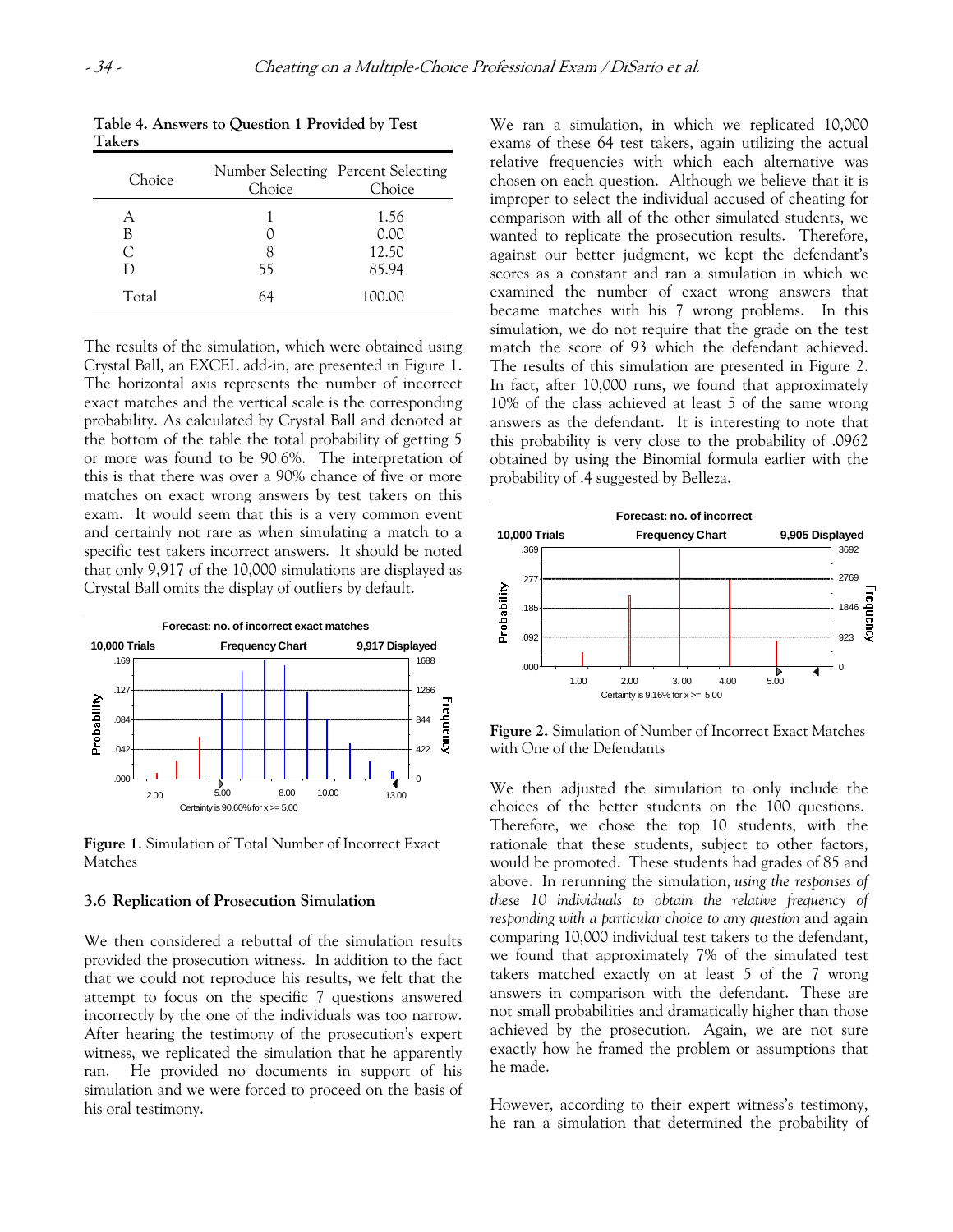**Table 4. Answers to Question 1 Provided by Test Takers**

| Choice | Number Selecting Choice | Percent Selecting Choice |
|---|---|---|
| A | 1 | 1.56 |
| B | 0 | 0.00 |
| C | 8 | 12.50 |
| D | 55 | 85.94 |
| Total | 64 | 100.00 |

The results of the simulation, which were obtained using Crystal Ball, an EXCEL add-in, are presented in Figure 1. The horizontal axis represents the number of incorrect exact matches and the vertical scale is the corresponding probability. As calculated by Crystal Ball and denoted at the bottom of the table the total probability of getting 5 or more was found to be 90.6%. The interpretation of this is that there was over a 90% chance of five or more matches on exact wrong answers by test takers on this exam. It would seem that this is a very common event and certainly not rare as when simulating a match to a specific test takers incorrect answers. It should be noted that only 9,917 of the 10,000 simulations are displayed as Crystal Ball omits the display of outliers by default.

**Figure 1**. Simulation of Total Number of Incorrect Exact Matches

### 3.6 Replication of Prosecution Simulation

We then considered a rebuttal of the simulation results provided the prosecution witness. In addition to the fact that we could not reproduce his results, we felt that the attempt to focus on the specific 7 questions answered incorrectly by the one of the individuals was too narrow. After hearing the testimony of the prosecution's expert witness, we replicated the simulation that he apparently ran. He provided no documents in support of his simulation and we were forced to proceed on the basis of his oral testimony.

We ran a simulation, in which we replicated 10,000 exams of these 64 test takers, again utilizing the actual relative frequencies with which each alternative was chosen on each question. Although we believe that it is improper to select the individual accused of cheating for comparison with all of the other simulated students, we wanted to replicate the prosecution results. Therefore, against our better judgment, we kept the defendant's scores as a constant and ran a simulation in which we examined the number of exact wrong answers that became matches with his 7 wrong problems. In this simulation, we do not require that the grade on the test match the score of 93 which the defendant achieved. The results of this simulation are presented in Figure 2. In fact, after 10,000 runs, we found that approximately 10% of the class achieved at least 5 of the same wrong answers as the defendant. It is interesting to note that this probability is very close to the probability of .0962 obtained by using the Binomial formula earlier with the probability of .4 suggested by Belleza.

**Figure 2.** Simulation of Number of Incorrect Exact Matches with One of the Defendants

We then adjusted the simulation to only include the choices of the better students on the 100 questions. Therefore, we chose the top 10 students, with the rationale that these students, subject to other factors, would be promoted. These students had grades of 85 and above. In rerunning the simulation, *using the responses of these 10 individuals to obtain the relative frequency of responding with a particular choice to any question* and again comparing 10,000 individual test takers to the defendant, we found that approximately 7% of the simulated test takers matched exactly on at least 5 of the 7 wrong answers in comparison with the defendant. These are not small probabilities and dramatically higher than those achieved by the prosecution. Again, we are not sure exactly how he framed the problem or assumptions that he made.

However, according to their expert witness's testimony, he ran a simulation that determined the probability of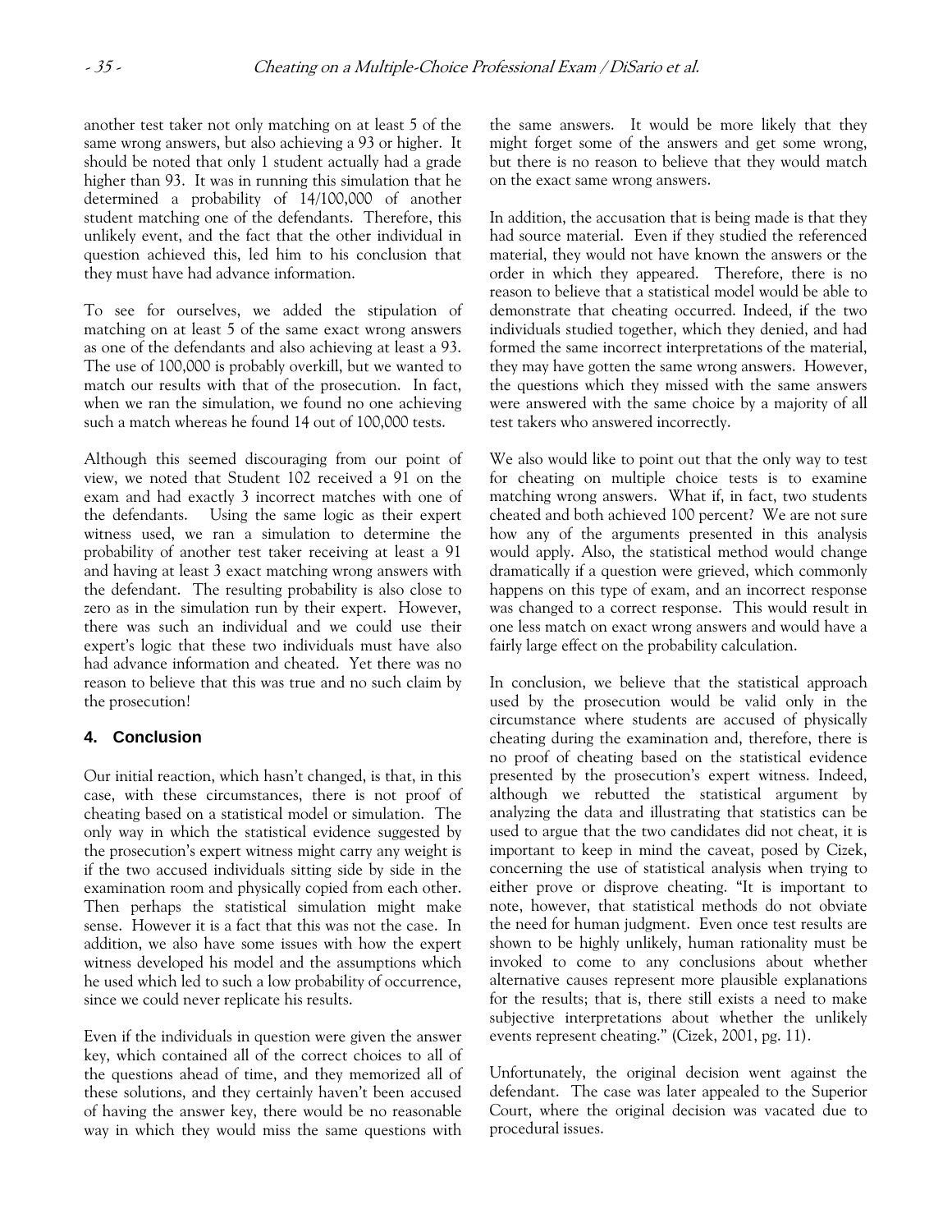another test taker not only matching on at least 5 of the same wrong answers, but also achieving a 93 or higher. It should be noted that only 1 student actually had a grade higher than 93. It was in running this simulation that he determined a probability of 14/100,000 of another student matching one of the defendants. Therefore, this unlikely event, and the fact that the other individual in question achieved this, led him to his conclusion that they must have had advance information.

To see for ourselves, we added the stipulation of matching on at least 5 of the same exact wrong answers as one of the defendants and also achieving at least a 93. The use of 100,000 is probably overkill, but we wanted to match our results with that of the prosecution. In fact, when we ran the simulation, we found no one achieving such a match whereas he found 14 out of 100,000 tests.

Although this seemed discouraging from our point of view, we noted that Student 102 received a 91 on the exam and had exactly 3 incorrect matches with one of the defendants. Using the same logic as their expert witness used, we ran a simulation to determine the probability of another test taker receiving at least a 91 and having at least 3 exact matching wrong answers with the defendant. The resulting probability is also close to zero as in the simulation run by their expert. However, there was such an individual and we could use their expert's logic that these two individuals must have also had advance information and cheated. Yet there was no reason to believe that this was true and no such claim by the prosecution!

## 4. Conclusion

Our initial reaction, which hasn't changed, is that, in this case, with these circumstances, there is not proof of cheating based on a statistical model or simulation. The only way in which the statistical evidence suggested by the prosecution's expert witness might carry any weight is if the two accused individuals sitting side by side in the examination room and physically copied from each other. Then perhaps the statistical simulation might make sense. However it is a fact that this was not the case. In addition, we also have some issues with how the expert witness developed his model and the assumptions which he used which led to such a low probability of occurrence, since we could never replicate his results.

Even if the individuals in question were given the answer key, which contained all of the correct choices to all of the questions ahead of time, and they memorized all of these solutions, and they certainly haven't been accused of having the answer key, there would be no reasonable way in which they would miss the same questions with the same answers. It would be more likely that they might forget some of the answers and get some wrong, but there is no reason to believe that they would match on the exact same wrong answers.

In addition, the accusation that is being made is that they had source material. Even if they studied the referenced material, they would not have known the answers or the order in which they appeared. Therefore, there is no reason to believe that a statistical model would be able to demonstrate that cheating occurred. Indeed, if the two individuals studied together, which they denied, and had formed the same incorrect interpretations of the material, they may have gotten the same wrong answers. However, the questions which they missed with the same answers were answered with the same choice by a majority of all test takers who answered incorrectly.

We also would like to point out that the only way to test for cheating on multiple choice tests is to examine matching wrong answers. What if, in fact, two students cheated and both achieved 100 percent? We are not sure how any of the arguments presented in this analysis would apply. Also, the statistical method would change dramatically if a question were grieved, which commonly happens on this type of exam, and an incorrect response was changed to a correct response. This would result in one less match on exact wrong answers and would have a fairly large effect on the probability calculation.

In conclusion, we believe that the statistical approach used by the prosecution would be valid only in the circumstance where students are accused of physically cheating during the examination and, therefore, there is no proof of cheating based on the statistical evidence presented by the prosecution's expert witness. Indeed, although we rebutted the statistical argument by analyzing the data and illustrating that statistics can be used to argue that the two candidates did not cheat, it is important to keep in mind the caveat, posed by Cizek, concerning the use of statistical analysis when trying to either prove or disprove cheating. "It is important to note, however, that statistical methods do not obviate the need for human judgment. Even once test results are shown to be highly unlikely, human rationality must be invoked to come to any conclusions about whether alternative causes represent more plausible explanations for the results; that is, there still exists a need to make subjective interpretations about whether the unlikely events represent cheating." (Cizek, 2001, pg. 11).

Unfortunately, the original decision went against the defendant. The case was later appealed to the Superior Court, where the original decision was vacated due to procedural issues.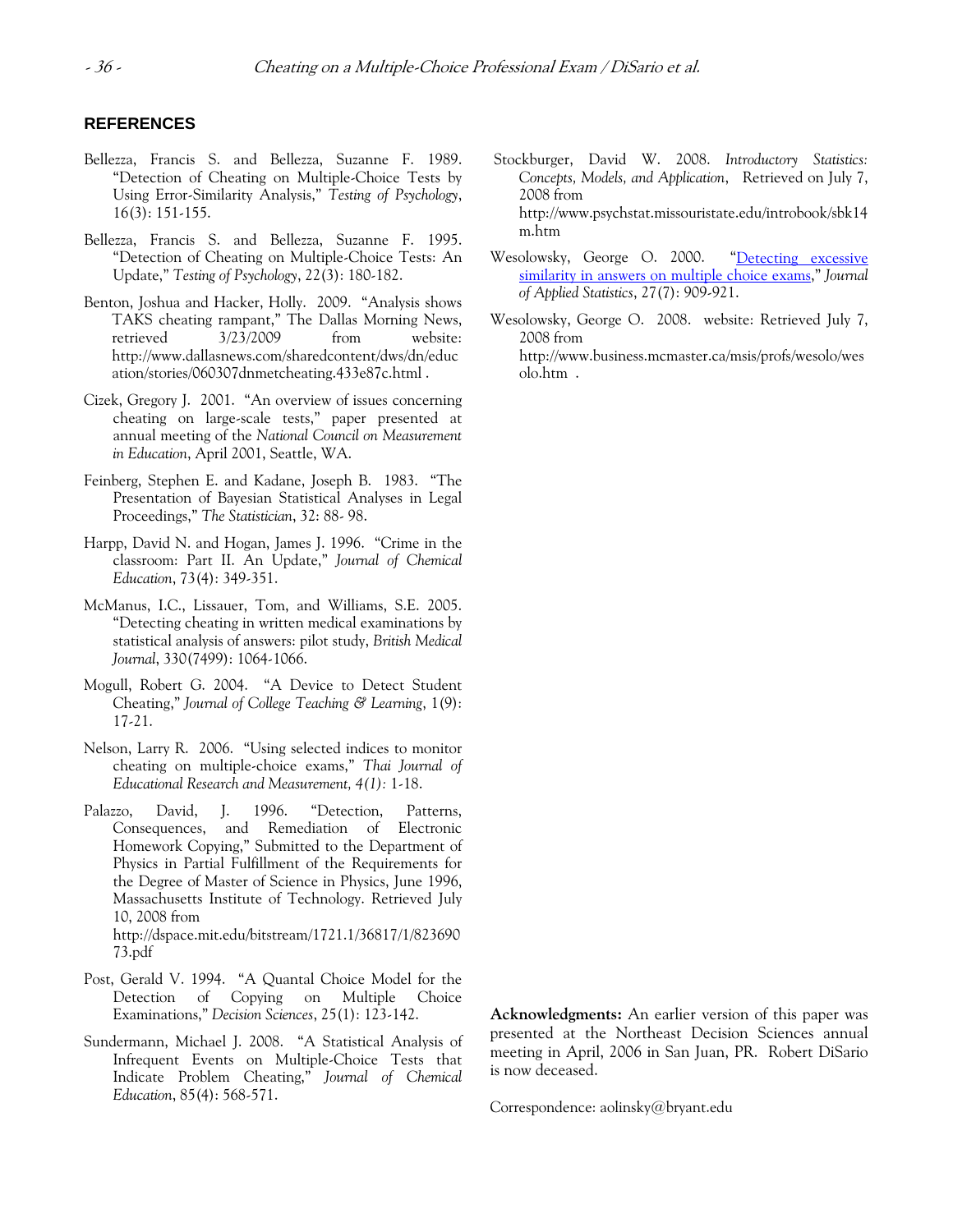## REFERENCES

Bellezza, Francis S. and Bellezza, Suzanne F. 1989. "Detection of Cheating on Multiple-Choice Tests by Using Error-Similarity Analysis," *Testing of Psychology*, 16(3): 151-155.

Bellezza, Francis S. and Bellezza, Suzanne F. 1995. "Detection of Cheating on Multiple-Choice Tests: An Update," *Testing of Psychology*, 22(3): 180-182.

Benton, Joshua and Hacker, Holly. 2009. "Analysis shows TAKS cheating rampant," The Dallas Morning News, retrieved 3/23/2009 from website: http://www.dallasnews.com/sharedcontent/dws/dn/education/stories/060307dnmetcheating.433e87c.html .

Cizek, Gregory J. 2001. "An overview of issues concerning cheating on large-scale tests," paper presented at annual meeting of the *National Council on Measurement in Education*, April 2001, Seattle, WA.

Feinberg, Stephen E. and Kadane, Joseph B. 1983. "The Presentation of Bayesian Statistical Analyses in Legal Proceedings," *The Statistician*, 32: 88- 98.

Harpp, David N. and Hogan, James J. 1996. "Crime in the classroom: Part II. An Update," *Journal of Chemical Education*, 73(4): 349-351.

McManus, I.C., Lissauer, Tom, and Williams, S.E. 2005. "Detecting cheating in written medical examinations by statistical analysis of answers: pilot study, *British Medical Journal*, 330(7499): 1064-1066.

Mogull, Robert G. 2004. "A Device to Detect Student Cheating," *Journal of College Teaching & Learning*, 1(9): 17-21.

Nelson, Larry R. 2006. "Using selected indices to monitor cheating on multiple-choice exams," *Thai Journal of Educational Research and Measurement, 4(1):* 1-18.

Palazzo, David, J. 1996. "Detection, Patterns, Consequences, and Remediation of Electronic Homework Copying," Submitted to the Department of Physics in Partial Fulfillment of the Requirements for the Degree of Master of Science in Physics, June 1996, Massachusetts Institute of Technology. Retrieved July 10, 2008 from http://dspace.mit.edu/bitstream/1721.1/36817/1/82369073.pdf

Post, Gerald V. 1994. "A Quantal Choice Model for the Detection of Copying on Multiple Choice Examinations," *Decision Sciences*, 25(1): 123-142.

Sundermann, Michael J. 2008. "A Statistical Analysis of Infrequent Events on Multiple-Choice Tests that Indicate Problem Cheating," *Journal of Chemical Education*, 85(4): 568-571.

Stockburger, David W. 2008. *Introductory Statistics: Concepts, Models, and Application*, Retrieved on July 7, 2008 from http://www.psychstat.missouristate.edu/introbook/sbk14m.htm

Wesolowsky, George O. 2000. "Detecting excessive similarity in answers on multiple choice exams," *Journal of Applied Statistics*, 27(7): 909-921.

Wesolowsky, George O. 2008. website: Retrieved July 7, 2008 from http://www.business.mcmaster.ca/msis/profs/wesolo/wesolo.htm .

**Acknowledgments:** An earlier version of this paper was presented at the Northeast Decision Sciences annual meeting in April, 2006 in San Juan, PR. Robert DiSario is now deceased.

Correspondence: aolinsky@bryant.edu